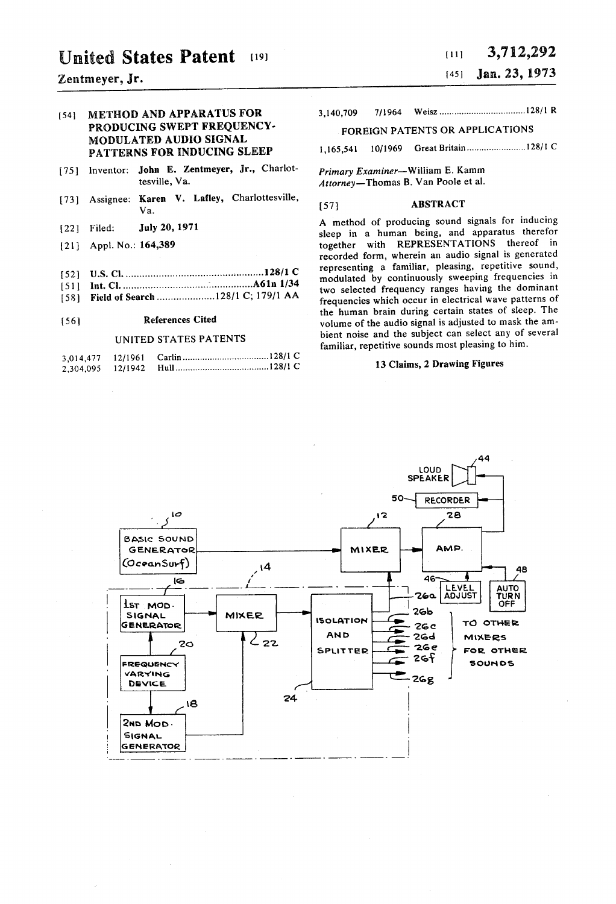# United States Patent [19]

**Zentmeyer, Jr.**

[11] **3,712,292**

[45] **Jan. 23, 1973**

[54] **METHOD AND APPARATUS FOR PRODUCING SWEPT FREQUENCY-MODULATED AUDIO SIGNAL PATTERNS FOR INDUCING SLEEP**

[75] Inventor: **John E. Zentmeyer, Jr.,** Charlottesville, Va.

[73] Assignee: **Karen V. Lafley,** Charlottesville, Va.

[22] Filed: **July 20, 1971**

[21] Appl. No.: **164,389**

[52] **U.S. Cl.** ....................................................**128/1 C**

[51] **Int. Cl.** ....................................................**A61n 1/34**

[58] **Field of Search** ......................128/1 C; 179/1 AA

[56] **References Cited**

UNITED STATES PATENTS

| | | | |
|---|---|---|---|
| 3,014,477 | 12/1961 | Carlin | 128/1 C |
| 2,304,095 | 12/1942 | Hull | 128/1 C |
| 3,140,709 | 7/1964 | Weisz | 128/1 R |

FOREIGN PATENTS OR APPLICATIONS

| | | | |
|---|---|---|---|
| 1,165,541 | 10/1969 | Great Britain | 128/1 C |

*Primary Examiner*—William E. Kamm

*Attorney*—Thomas B. Van Poole et al.

[57] **ABSTRACT**

A method of producing sound signals for inducing sleep in a human being, and apparatus therefor together with REPRESENTATIONS thereof in recorded form, wherein an audio signal is generated representing a familiar, pleasing, repetitive sound, modulated by continuously sweeping frequencies in two selected frequency ranges having the dominant frequencies which occur in electrical wave patterns of the human brain during certain states of sleep. The volume of the audio signal is adjusted to mask the ambient noise and the subject can select any of several familiar, repetitive sounds most pleasing to him.

**13 Claims, 2 Drawing Figures**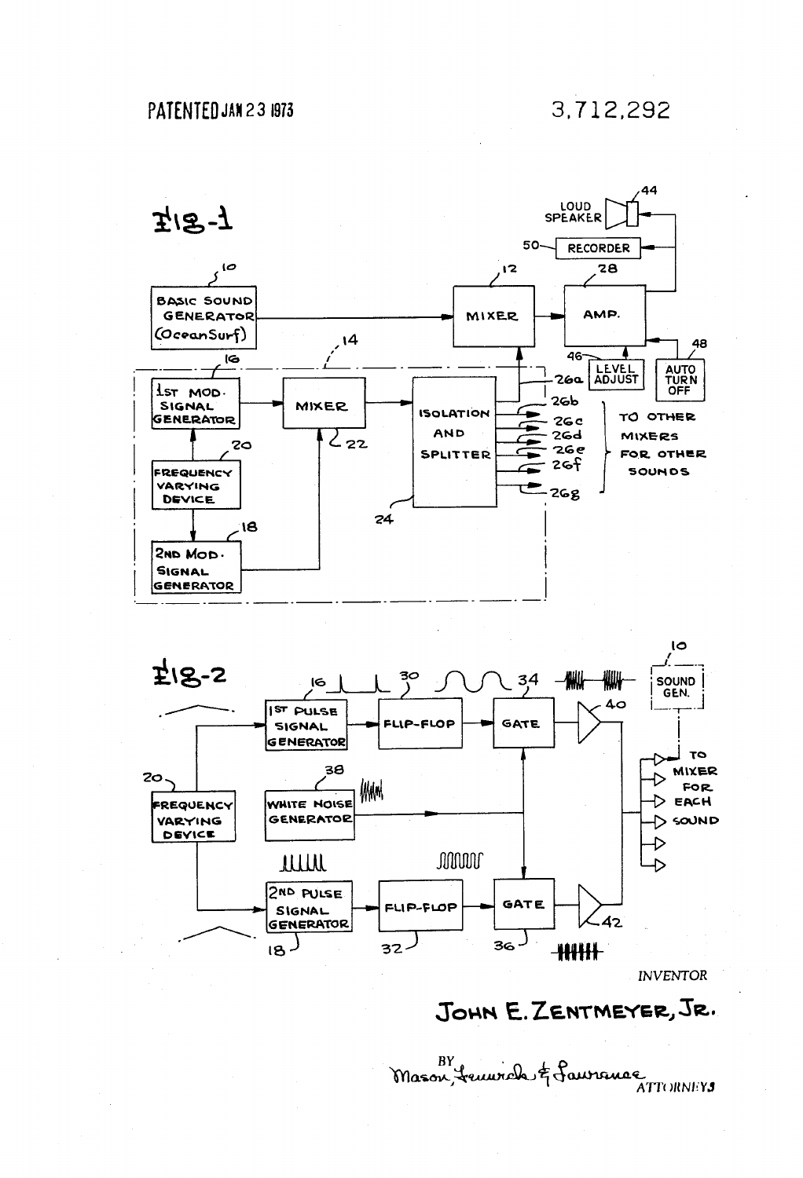PATENTED JAN 23 1973

3,712,292

## Fig-1

- 10 — BASIC SOUND GENERATOR (Ocean Surf)
- 12 — MIXER
- 14
- 16 — 1st MOD. SIGNAL GENERATOR
- 18 — 2nd MOD. SIGNAL GENERATOR
- 20 — FREQUENCY VARYING DEVICE
- 22 — MIXER
- 24 — ISOLATION AND SPLITTER
- 26a, 26b, 26c, 26d, 26e, 26f, 26g — TO OTHER MIXERS FOR OTHER SOUNDS
- 28 — AMP.
- 44 — LOUD SPEAKER
- 46 — LEVEL ADJUST
- 48 — AUTO TURN OFF
- 50 — RECORDER

## Fig-2

- 10 — SOUND GEN.
- 16 — 1st PULSE SIGNAL GENERATOR
- 18 — 2nd PULSE SIGNAL GENERATOR
- 20 — FREQUENCY VARYING DEVICE
- 30 — FLIP-FLOP
- 32 — FLIP-FLOP
- 34 — GATE
- 36 — GATE
- 38 — WHITE NOISE GENERATOR
- 40
- 42
- TO MIXER FOR EACH SOUND

INVENTOR

JOHN E. ZENTMEYER, JR.

BY Mason, Fenwick & Lawrence

ATTORNEYS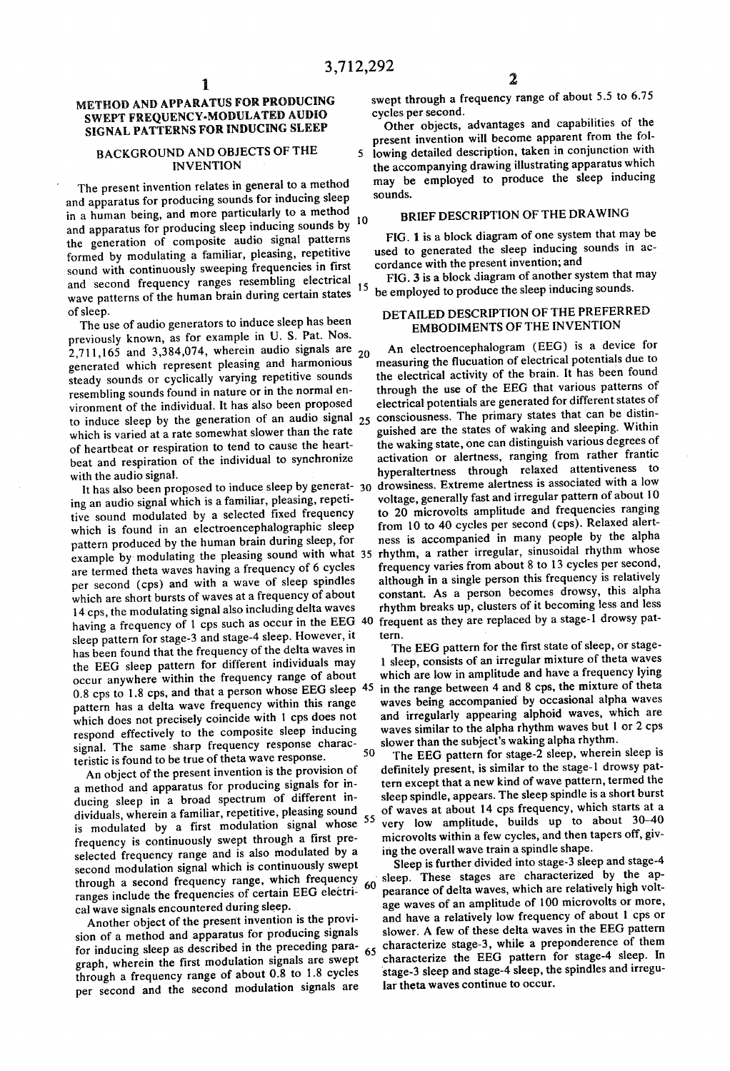# METHOD AND APPARATUS FOR PRODUCING SWEPT FREQUENCY-MODULATED AUDIO SIGNAL PATTERNS FOR INDUCING SLEEP

## BACKGROUND AND OBJECTS OF THE INVENTION

The present invention relates in general to a method and apparatus for producing sounds for inducing sleep in a human being, and more particularly to a method and apparatus for producing sleep inducing sounds by the generation of composite audio signal patterns formed by modulating a familiar, pleasing, repetitive sound with continuously sweeping frequencies in first and second frequency ranges resembling electrical wave patterns of the human brain during certain states of sleep.

The use of audio generators to induce sleep has been previously known, as for example in U. S. Pat. Nos. 2,711,165 and 3,384,074, wherein audio signals are generated which represent pleasing and harmonious steady sounds or cyclically varying repetitive sounds resembling sounds found in nature or in the normal environment of the individual. It has also been proposed to induce sleep by the generation of an audio signal which is varied at a rate somewhat slower than the rate of heartbeat or respiration to tend to cause the heartbeat and respiration of the individual to synchronize with the audio signal.

It has also been proposed to induce sleep by generating an audio signal which is a familiar, pleasing, repetitive sound modulated by a selected fixed frequency which is found in an electroencephalographic sleep pattern produced by the human brain during sleep, for example by modulating the pleasing sound with what are termed theta waves having a frequency of 6 cycles per second (cps) and with a wave of sleep spindles which are short bursts of waves at a frequency of about 14 cps, the modulating signal also including delta waves having a frequency of 1 cps such as occur in the EEG sleep pattern for stage-3 and stage-4 sleep. However, it has been found that the frequency of the delta waves in the EEG sleep pattern for different individuals may occur anywhere within the frequency range of about 0.8 cps to 1.8 cps, and that a person whose EEG sleep pattern has a delta wave frequency within this range which does not precisely coincide with 1 cps does not respond effectively to the composite sleep inducing signal. The same sharp frequency response characteristic is found to be true of theta wave response.

An object of the present invention is the provision of a method and apparatus for producing signals for inducing sleep in a broad spectrum of different individuals, wherein a familiar, repetitive, pleasing sound is modulated by a first modulation signal whose frequency is continuously swept through a first preselected frequency range and is also modulated by a second modulation signal which is continuously swept through a second frequency range, which frequency ranges include the frequencies of certain EEG electrical wave signals encountered during sleep.

Another object of the present invention is the provision of a method and apparatus for producing signals for inducing sleep as described in the preceding paragraph, wherein the first modulation signals are swept through a frequency range of about 0.8 to 1.8 cycles per second and the second modulation signals are swept through a frequency range of about 5.5 to 6.75 cycles per second.

Other objects, advantages and capabilities of the present invention will become apparent from the following detailed description, taken in conjunction with the accompanying drawing illustrating apparatus which may be employed to produce the sleep inducing sounds.

## BRIEF DESCRIPTION OF THE DRAWING

FIG. 1 is a block diagram of one system that may be used to generated the sleep inducing sounds in accordance with the present invention; and

FIG. 3 is a block diagram of another system that may be employed to produce the sleep inducing sounds.

## DETAILED DESCRIPTION OF THE PREFERRED EMBODIMENTS OF THE INVENTION

An electroencephalogram (EEG) is a device for measuring the flucuation of electrical potentials due to the electrical activity of the brain. It has been found through the use of the EEG that various patterns of electrical potentials are generated for different states of consciousness. The primary states that can be distinguished are the states of waking and sleeping. Within the waking state, one can distinguish various degrees of activation or alertness, ranging from rather frantic hyperaltertness through relaxed attentiveness to drowsiness. Extreme alertness is associated with a low voltage, generally fast and irregular pattern of about 10 to 20 microvolts amplitude and frequencies ranging from 10 to 40 cycles per second (cps). Relaxed alertness is accompanied in many people by the alpha rhythm, a rather irregular, sinusoidal rhythm whose frequency varies from about 8 to 13 cycles per second, although in a single person this frequency is relatively constant. As a person becomes drowsy, this alpha rhythm breaks up, clusters of it becoming less and less frequent as they are replaced by a stage-1 drowsy pattern.

The EEG pattern for the first state of sleep, or stage-1 sleep, consists of an irregular mixture of theta waves which are low in amplitude and have a frequency lying in the range between 4 and 8 cps, the mixture of theta waves being accompanied by occasional alpha waves and irregularly appearing alphoid waves, which are waves similar to the alpha rhythm waves but 1 or 2 cps slower than the subject's waking alpha rhythm.

The EEG pattern for stage-2 sleep, wherein sleep is definitely present, is similar to the stage-1 drowsy pattern except that a new kind of wave pattern, termed the sleep spindle, appears. The sleep spindle is a short burst of waves at about 14 cps frequency, which starts at a very low amplitude, builds up to about 30–40 microvolts within a few cycles, and then tapers off, giving the overall wave train a spindle shape.

Sleep is further divided into stage-3 sleep and stage-4 sleep. These stages are characterized by the appearance of delta waves, which are relatively high voltage waves of an amplitude of 100 microvolts or more, and have a relatively low frequency of about 1 cps or slower. A few of these delta waves in the EEG pattern characterize stage-3, while a preponderence of them characterize the EEG pattern for stage-4 sleep. In stage-3 sleep and stage-4 sleep, the spindles and irregular theta waves continue to occur.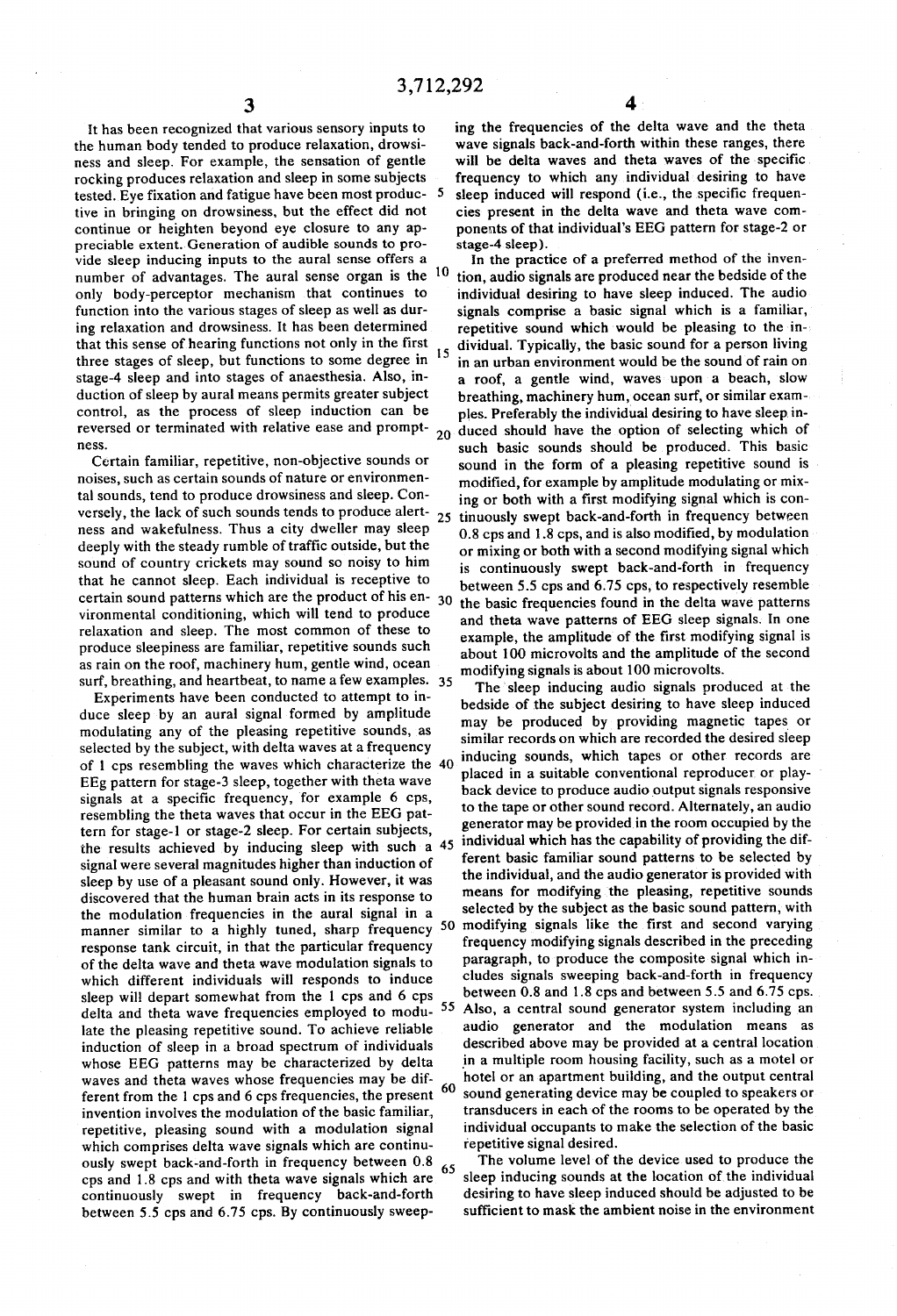It has been recognized that various sensory inputs to the human body tended to produce relaxation, drowsiness and sleep. For example, the sensation of gentle rocking produces relaxation and sleep in some subjects tested. Eye fixation and fatigue have been most productive in bringing on drowsiness, but the effect did not continue or heighten beyond eye closure to any appreciable extent. Generation of audible sounds to provide sleep inducing inputs to the aural sense offers a number of advantages. The aural sense organ is the only body-perceptor mechanism that continues to function into the various stages of sleep as well as during relaxation and drowsiness. It has been determined that this sense of hearing functions not only in the first three stages of sleep, but functions to some degree in stage-4 sleep and into stages of anaesthesia. Also, induction of sleep by aural means permits greater subject control, as the process of sleep induction can be reversed or terminated with relative ease and promptness.

Certain familiar, repetitive, non-objective sounds or noises, such as certain sounds of nature or environmental sounds, tend to produce drowsiness and sleep. Conversely, the lack of such sounds tends to produce alertness and wakefulness. Thus a city dweller may sleep deeply with the steady rumble of traffic outside, but the sound of country crickets may sound so noisy to him that he cannot sleep. Each individual is receptive to certain sound patterns which are the product of his environmental conditioning, which will tend to produce relaxation and sleep. The most common of these to produce sleepiness are familiar, repetitive sounds such as rain on the roof, machinery hum, gentle wind, ocean surf, breathing, and heartbeat, to name a few examples.

Experiments have been conducted to attempt to induce sleep by an aural signal formed by amplitude modulating any of the pleasing repetitive sounds, as selected by the subject, with delta waves at a frequency of 1 cps resembling the waves which characterize the EEg pattern for stage-3 sleep, together with theta wave signals at a specific frequency, for example 6 cps, resembling the theta waves that occur in the EEG pattern for stage-1 or stage-2 sleep. For certain subjects, the results achieved by inducing sleep with such a signal were several magnitudes higher than induction of sleep by use of a pleasant sound only. However, it was discovered that the human brain acts in its response to the modulation frequencies in the aural signal in a manner similar to a highly tuned, sharp frequency response tank circuit, in that the particular frequency of the delta wave and theta wave modulation signals to which different individuals will responds to induce sleep will depart somewhat from the 1 cps and 6 cps delta and theta wave frequencies employed to modulate the pleasing repetitive sound. To achieve reliable induction of sleep in a broad spectrum of individuals whose EEG patterns may be characterized by delta waves and theta waves whose frequencies may be different from the 1 cps and 6 cps frequencies, the present invention involves the modulation of the basic familiar, repetitive, pleasing sound with a modulation signal which comprises delta wave signals which are continuously swept back-and-forth in frequency between 0.8 cps and 1.8 cps and with theta wave signals which are continuously swept in frequency back-and-forth between 5.5 cps and 6.75 cps. By continuously sweeping the frequencies of the delta wave and the theta wave signals back-and-forth within these ranges, there will be delta waves and theta waves of the specific frequency to which any individual desiring to have sleep induced will respond (i.e., the specific frequencies present in the delta wave and theta wave components of that individual's EEG pattern for stage-2 or stage-4 sleep).

In the practice of a preferred method of the invention, audio signals are produced near the bedside of the individual desiring to have sleep induced. The audio signals comprise a basic signal which is a familiar, repetitive sound which would be pleasing to the individual. Typically, the basic sound for a person living in an urban environment would be the sound of rain on a roof, a gentle wind, waves upon a beach, slow breathing, machinery hum, ocean surf, or similar examples. Preferably the individual desiring to have sleep induced should have the option of selecting which of such basic sounds should be produced. This basic sound in the form of a pleasing repetitive sound is modified, for example by amplitude modulating or mixing or both with a first modifying signal which is continuously swept back-and-forth in frequency between 0.8 cps and 1.8 cps, and is also modified, by modulation or mixing or both with a second modifying signal which is continuously swept back-and-forth in frequency between 5.5 cps and 6.75 cps, to respectively resemble the basic frequencies found in the delta wave patterns and theta wave patterns of EEG sleep signals. In one example, the amplitude of the first modifying signal is about 100 microvolts and the amplitude of the second modifying signals is about 100 microvolts.

The sleep inducing audio signals produced at the bedside of the subject desiring to have sleep induced may be produced by providing magnetic tapes or similar records on which are recorded the desired sleep inducing sounds, which tapes or other records are placed in a suitable conventional reproducer or playback device to produce audio output signals responsive to the tape or other sound record. Alternately, an audio generator may be provided in the room occupied by the individual which has the capability of providing the different basic familiar sound patterns to be selected by the individual, and the audio generator is provided with means for modifying the pleasing, repetitive sounds selected by the subject as the basic sound pattern, with modifying signals like the first and second varying frequency modifying signals described in the preceding paragraph, to produce the composite signal which includes signals sweeping back-and-forth in frequency between 0.8 and 1.8 cps and between 5.5 and 6.75 cps. Also, a central sound generator system including an audio generator and the modulation means as described above may be provided at a central location in a multiple room housing facility, such as a motel or hotel or an apartment building, and the output central sound generating device may be coupled to speakers or transducers in each of the rooms to be operated by the individual occupants to make the selection of the basic repetitive signal desired.

The volume level of the device used to produce the sleep inducing sounds at the location of the individual desiring to have sleep induced should be adjusted to be sufficient to mask the ambient noise in the environment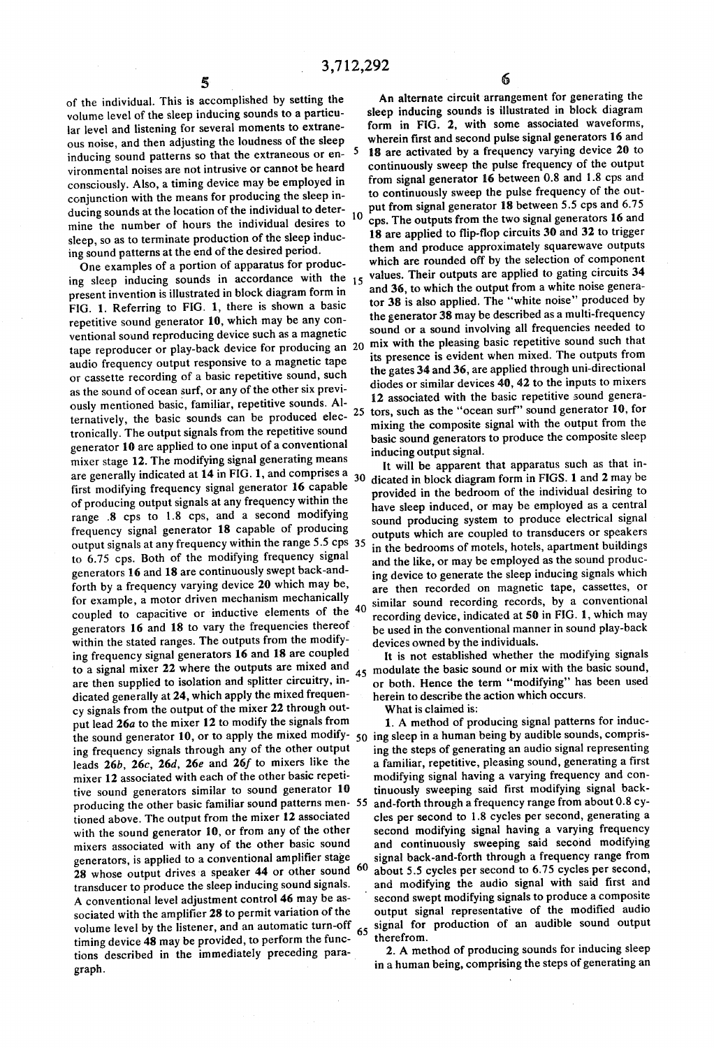of the individual. This is accomplished by setting the volume level of the sleep inducing sounds to a particular level and listening for several moments to extraneous noise, and then adjusting the loudness of the sleep inducing sound patterns so that the extraneous or environmental noises are not intrusive or cannot be heard consciously. Also, a timing device may be employed in conjunction with the means for producing the sleep inducing sounds at the location of the individual to determine the number of hours the individual desires to sleep, so as to terminate production of the sleep inducing sound patterns at the end of the desired period.

One examples of a portion of apparatus for producing sleep inducing sounds in accordance with the present invention is illustrated in block diagram form in FIG. 1. Referring to FIG. 1, there is shown a basic repetitive sound generator **10**, which may be any conventional sound reproducing device such as a magnetic tape reproducer or play-back device for producing an audio frequency output responsive to a magnetic tape or cassette recording of a basic repetitive sound, such as the sound of ocean surf, or any of the other six previously mentioned basic, familiar, repetitive sounds. Alternatively, the basic sounds can be produced electronically. The output signals from the repetitive sound generator **10** are applied to one input of a conventional mixer stage **12**. The modifying signal generating means are generally indicated at **14** in FIG. 1, and comprises a first modifying frequency signal generator **16** capable of producing output signals at any frequency within the range .8 cps to 1.8 cps, and a second modifying frequency signal generator **18** capable of producing output signals at any frequency within the range 5.5 cps to 6.75 cps. Both of the modifying frequency signal generators **16** and **18** are continuously swept back-and-forth by a frequency varying device **20** which may be, for example, a motor driven mechanism mechanically coupled to capacitive or inductive elements of the generators **16** and **18** to vary the frequencies thereof within the stated ranges. The outputs from the modifying frequency signal generators **16** and **18** are coupled to a signal mixer **22** where the outputs are mixed and are then supplied to isolation and splitter circuitry, indicated generally at **24**, which apply the mixed frequency signals from the output of the mixer **22** through output lead **26a** to the mixer **12** to modify the signals from the sound generator **10**, or to apply the mixed modifying frequency signals through any of the other output leads **26b**, **26c**, **26d**, **26e** and **26f** to mixers like the mixer **12** associated with each of the other basic repetitive sound generators similar to sound generator **10** producing the other basic familiar sound patterns mentioned above. The output from the mixer **12** associated with the sound generator **10**, or from any of the other mixers associated with any of the other basic sound generators, is applied to a conventional amplifier stage **28** whose output drives a speaker **44** or other sound transducer to produce the sleep inducing sound signals. A conventional level adjustment control **46** may be associated with the amplifier **28** to permit variation of the volume level by the listener, and an automatic turn-off timing device **48** may be provided, to perform the functions described in the immediately preceding paragraph.

An alternate circuit arrangement for generating the sleep inducing sounds is illustrated in block diagram form in FIG. 2, with some associated waveforms, wherein first and second pulse signal generators **16** and **18** are activated by a frequency varying device **20** to continuously sweep the pulse frequency of the output from signal generator **16** between 0.8 and 1.8 cps and to continuously sweep the pulse frequency of the output from signal generator **18** between 5.5 cps and 6.75 cps. The outputs from the two signal generators **16** and **18** are applied to flip-flop circuits **30** and **32** to trigger them and produce approximately squarewave outputs which are rounded off by the selection of component values. Their outputs are applied to gating circuits **34** and **36**, to which the output from a white noise generator **38** is also applied. The "white noise" produced by the generator **38** may be described as a multi-frequency sound or a sound involving all frequencies needed to mix with the pleasing basic repetitive sound such that its presence is evident when mixed. The outputs from the gates **34** and **36**, are applied through uni-directional diodes or similar devices **40**, **42** to the inputs to mixers **12** associated with the basic repetitive sound generators, such as the "ocean surf" sound generator **10**, for mixing the composite signal with the output from the basic sound generators to produce the composite sleep inducing output signal.

It will be apparent that apparatus such as that indicated in block diagram form in FIGS. 1 and 2 may be provided in the bedroom of the individual desiring to have sleep induced, or may be employed as a central sound producing system to produce electrical signal outputs which are coupled to transducers or speakers in the bedrooms of motels, hotels, apartment buildings and the like, or may be employed as the sound producing device to generate the sleep inducing signals which are then recorded on magnetic tape, cassettes, or similar sound recording records, by a conventional recording device, indicated at **50** in FIG. 1, which may be used in the conventional manner in sound play-back devices owned by the individuals.

It is not established whether the modifying signals modulate the basic sound or mix with the basic sound, or both. Hence the term "modifying" has been used herein to describe the action which occurs.

What is claimed is:

1. A method of producing signal patterns for inducing sleep in a human being by audible sounds, comprising the steps of generating an audio signal representing a familiar, repetitive, pleasing sound, generating a first modifying signal having a varying frequency and continuously sweeping said first modifying signal back-and-forth through a frequency range from about 0.8 cycles per second to 1.8 cycles per second, generating a second modifying signal having a varying frequency and continuously sweeping said second modifying signal back-and-forth through a frequency range from about 5.5 cycles per second to 6.75 cycles per second, and modifying the audio signal with said first and second swept modifying signals to produce a composite output signal representative of the modified audio signal for production of an audible sound output therefrom.

2. A method of producing sounds for inducing sleep in a human being, comprising the steps of generating an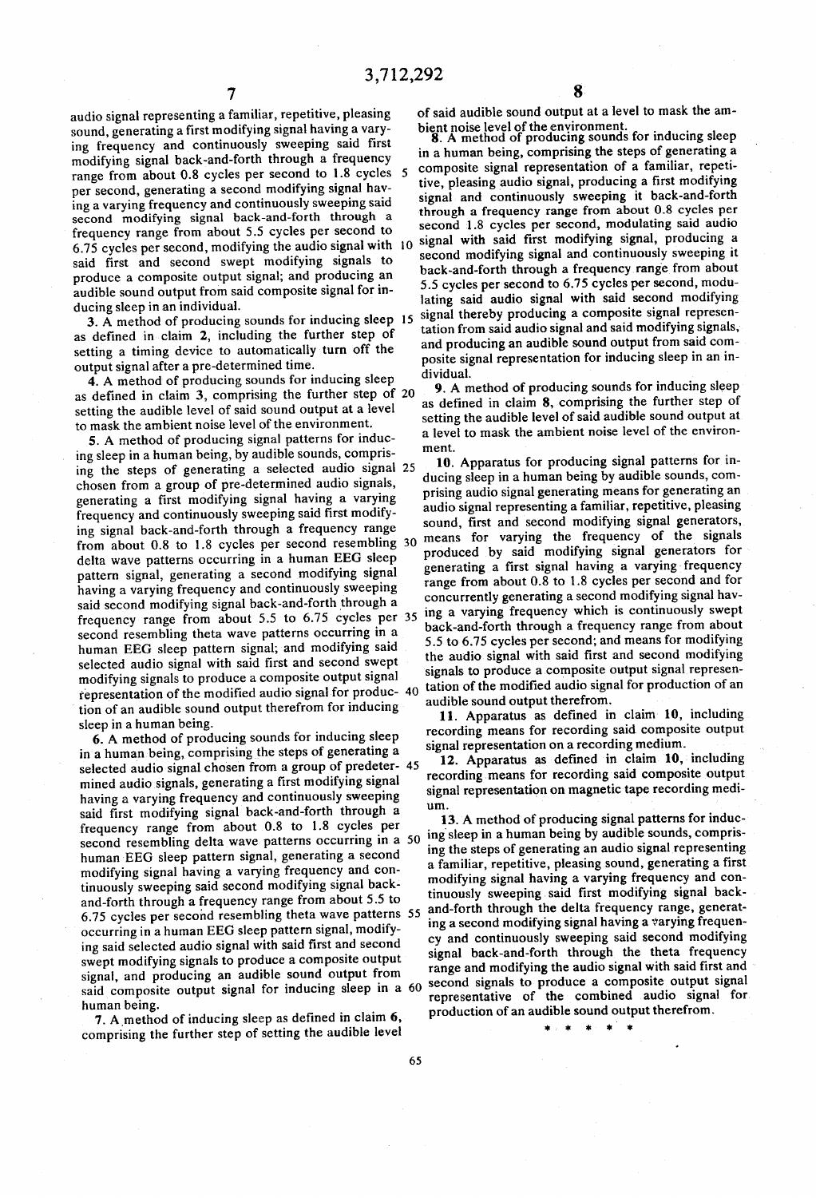audio signal representing a familiar, repetitive, pleasing sound, generating a first modifying signal having a varying frequency and continuously sweeping said first modifying signal back-and-forth through a frequency range from about 0.8 cycles per second to 1.8 cycles per second, generating a second modifying signal having a varying frequency and continuously sweeping said second modifying signal back-and-forth through a frequency range from about 5.5 cycles per second to 6.75 cycles per second, modifying the audio signal with said first and second swept modifying signals to produce a composite output signal; and producing an audible sound output from said composite signal for inducing sleep in an individual.

3. A method of producing sounds for inducing sleep as defined in claim 2, including the further step of setting a timing device to automatically turn off the output signal after a pre-determined time.

4. A method of producing sounds for inducing sleep as defined in claim 3, comprising the further step of setting the audible level of said sound output at a level to mask the ambient noise level of the environment.

5. A method of producing signal patterns for inducing sleep in a human being, by audible sounds, comprising the steps of generating a selected audio signal chosen from a group of pre-determined audio signals, generating a first modifying signal having a varying frequency and continuously sweeping said first modifying signal back-and-forth through a frequency range from about 0.8 to 1.8 cycles per second resembling delta wave patterns occurring in a human EEG sleep pattern signal, generating a second modifying signal having a varying frequency and continuously sweeping said second modifying signal back-and-forth through a frequency range from about 5.5 to 6.75 cycles per second resembling theta wave patterns occurring in a human EEG sleep pattern signal; and modifying said selected audio signal with said first and second swept modifying signals to produce a composite output signal representation of the modified audio signal for production of an audible sound output therefrom for inducing sleep in a human being.

6. A method of producing sounds for inducing sleep in a human being, comprising the steps of generating a selected audio signal chosen from a group of predetermined audio signals, generating a first modifying signal having a varying frequency and continuously sweeping said first modifying signal back-and-forth through a frequency range from about 0.8 to 1.8 cycles per second resembling delta wave patterns occurring in a human EEG sleep pattern signal, generating a second modifying signal having a varying frequency and continuously sweeping said second modifying signal back-and-forth through a frequency range from about 5.5 to 6.75 cycles per second resembling theta wave patterns occurring in a human EEG sleep pattern signal, modifying said selected audio signal with said first and second swept modifying signals to produce a composite output signal, and producing an audible sound output from said composite output signal for inducing sleep in a human being.

7. A method of inducing sleep as defined in claim 6, comprising the further step of setting the audible level of said audible sound output at a level to mask the ambient noise level of the environment.

8. A method of producing sounds for inducing sleep in a human being, comprising the steps of generating a composite signal representation of a familiar, repetitive, pleasing audio signal, producing a first modifying signal and continuously sweeping it back-and-forth through a frequency range from about 0.8 cycles per second 1.8 cycles per second, modulating said audio signal with said first modifying signal, producing a second modifying signal and continuously sweeping it back-and-forth through a frequency range from about 5.5 cycles per second to 6.75 cycles per second, modulating said audio signal with said second modifying signal thereby producing a composite signal representation from said audio signal and said modifying signals, and producing an audible sound output from said composite signal representation for inducing sleep in an individual.

9. A method of producing sounds for inducing sleep as defined in claim 8, comprising the further step of setting the audible level of said audible sound output at a level to mask the ambient noise level of the environment.

10. Apparatus for producing signal patterns for inducing sleep in a human being by audible sounds, comprising audio signal generating means for generating an audio signal representing a familiar, repetitive, pleasing sound, first and second modifying signal generators, means for varying the frequency of the signals produced by said modifying signal generators for generating a first signal having a varying frequency range from about 0.8 to 1.8 cycles per second and for concurrently generating a second modifying signal having a varying frequency which is continuously swept back-and-forth through a frequency range from about 5.5 to 6.75 cycles per second; and means for modifying the audio signal with said first and second modifying signals to produce a composite output signal representation of the modified audio signal for production of an audible sound output therefrom.

11. Apparatus as defined in claim 10, including recording means for recording said composite output signal representation on a recording medium.

12. Apparatus as defined in claim 10, including recording means for recording said composite output signal representation on magnetic tape recording medium.

13. A method of producing signal patterns for inducing sleep in a human being by audible sounds, comprising the steps of generating an audio signal representing a familiar, repetitive, pleasing sound, generating a first modifying signal having a varying frequency and continuously sweeping said first modifying signal back-and-forth through the delta frequency range, generating a second modifying signal having a varying frequency and continuously sweeping said second modifying signal back-and-forth through the theta frequency range and modifying the audio signal with said first and second signals to produce a composite output signal representative of the combined audio signal for production of an audible sound output therefrom.

* * * * *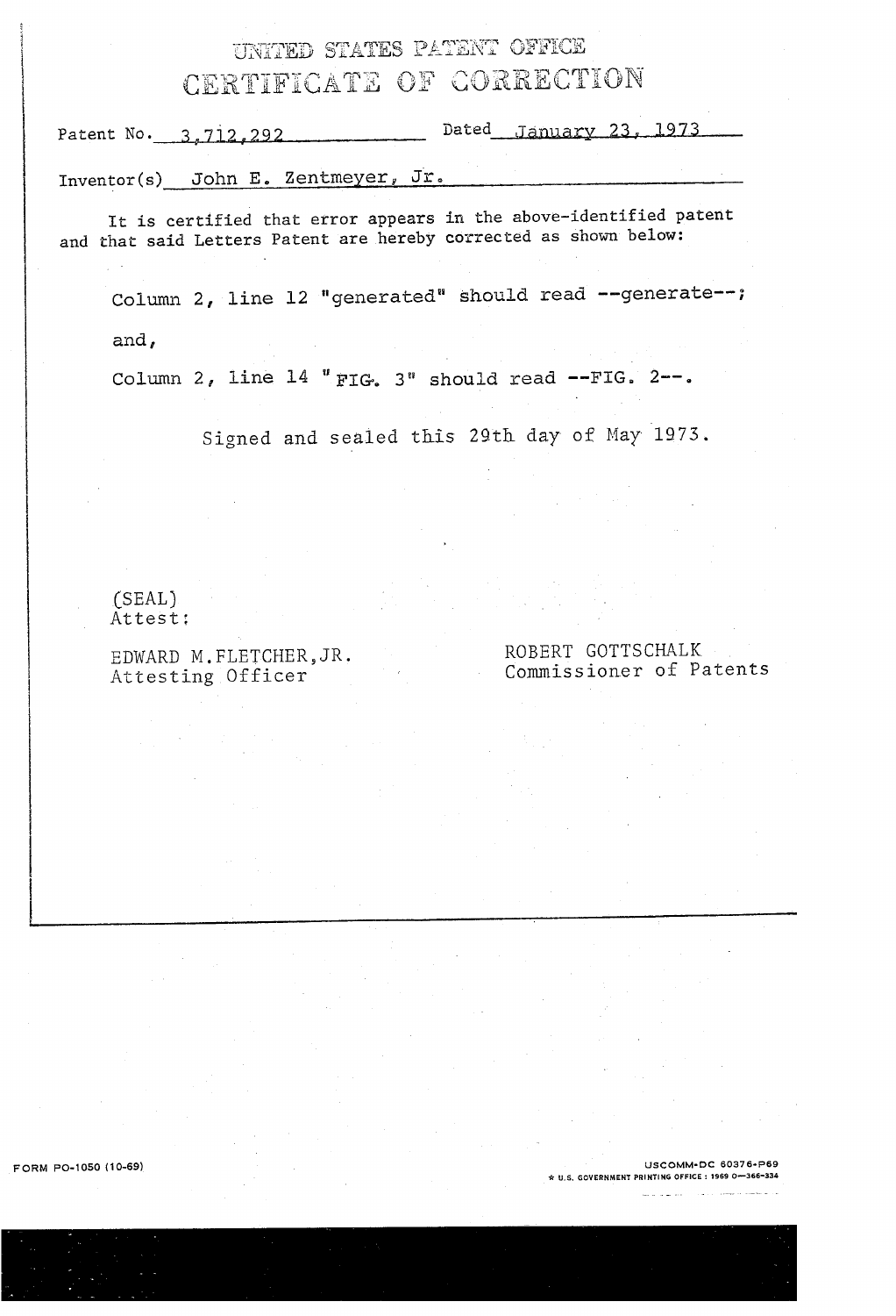# UNITED STATES PATENT OFFICE
# CERTIFICATE OF CORRECTION

Patent No. 3,712,292 Dated January 23, 1973

Inventor(s) John E. Zentmeyer, Jr.

It is certified that error appears in the above-identified patent and that said Letters Patent are hereby corrected as shown below:

Column 2, line 12 "generated" should read --generate--;

and,

Column 2, line 14 "FIG. 3" should read --FIG. 2--.

Signed and sealed this 29th day of May 1973.

(SEAL)
Attest:

EDWARD M.FLETCHER,JR.
Attesting Officer

ROBERT GOTTSCHALK
Commissioner of Patents

FORM PO-1050 (10-69)

USCOMM-DC 60376-P69
★ U.S. GOVERNMENT PRINTING OFFICE : 1969 O—366-334